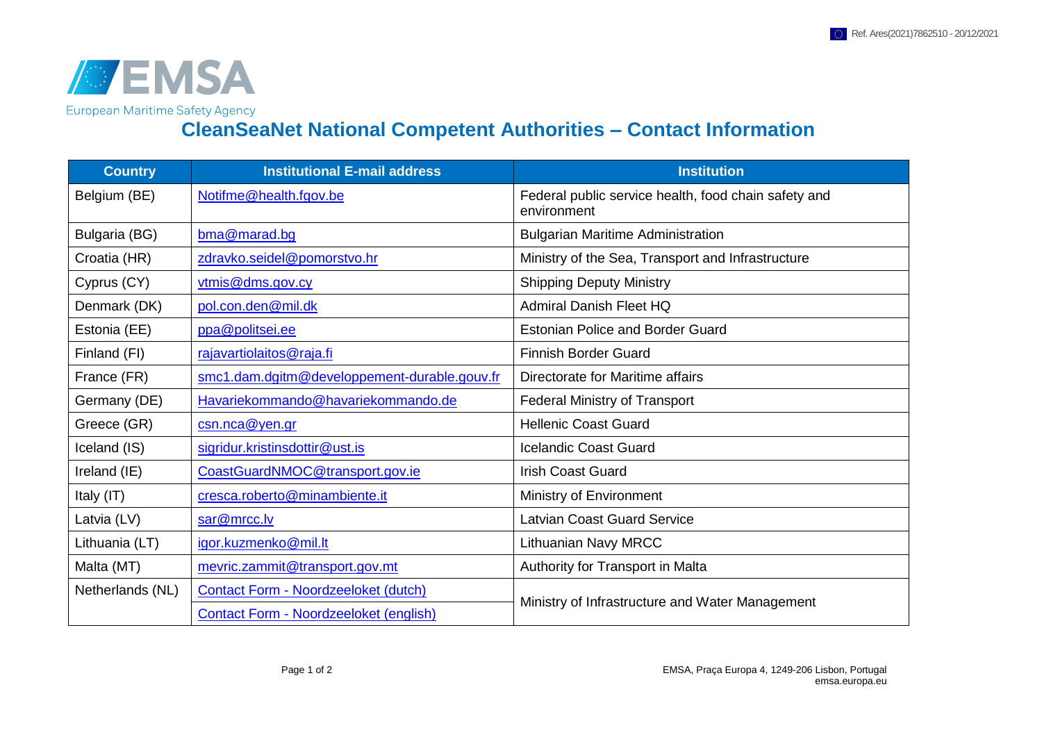Ref. Ares(2021)7862510 - 20/12/2021

EMSA

European Maritime Safety Agency

# CleanSeaNet National Competent Authorities – Contact Information

| Country | Institutional E-mail address | Institution |
|---|---|---|
| Belgium (BE) | Notifme@health.fgov.be | Federal public service health, food chain safety and environment |
| Bulgaria (BG) | bma@marad.bg | Bulgarian Maritime Administration |
| Croatia (HR) | zdravko.seidel@pomorstvo.hr | Ministry of the Sea, Transport and Infrastructure |
| Cyprus (CY) | vtmis@dms.gov.cy | Shipping Deputy Ministry |
| Denmark (DK) | pol.con.den@mil.dk | Admiral Danish Fleet HQ |
| Estonia (EE) | ppa@politsei.ee | Estonian Police and Border Guard |
| Finland (FI) | rajavartiolaitos@raja.fi | Finnish Border Guard |
| France (FR) | smc1.dam.dgitm@developpement-durable.gouv.fr | Directorate for Maritime affairs |
| Germany (DE) | Havariekommando@havariekommando.de | Federal Ministry of Transport |
| Greece (GR) | csn.nca@yen.gr | Hellenic Coast Guard |
| Iceland (IS) | sigridur.kristinsdottir@ust.is | Icelandic Coast Guard |
| Ireland (IE) | CoastGuardNMOC@transport.gov.ie | Irish Coast Guard |
| Italy (IT) | cresca.roberto@minambiente.it | Ministry of Environment |
| Latvia (LV) | sar@mrcc.lv | Latvian Coast Guard Service |
| Lithuania (LT) | igor.kuzmenko@mil.lt | Lithuanian Navy MRCC |
| Malta (MT) | mevric.zammit@transport.gov.mt | Authority for Transport in Malta |
| Netherlands (NL) | Contact Form - Noordzeeloket (dutch) | Ministry of Infrastructure and Water Management |
| | Contact Form - Noordzeeloket (english) | |

EMSA, Praça Europa 4, 1249-206 Lisbon, Portugal
emsa.europa.eu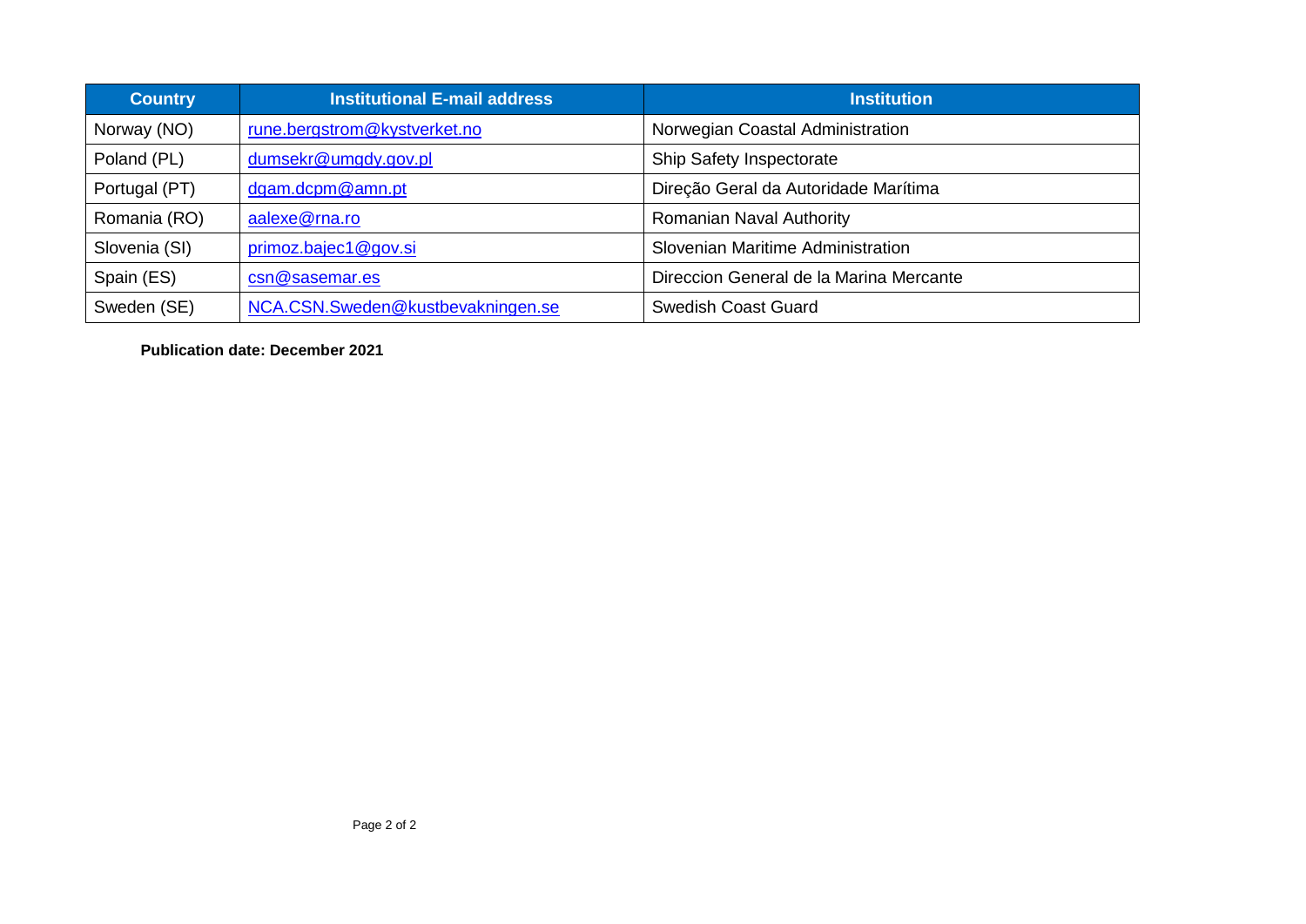| Country | Institutional E-mail address | Institution |
|---|---|---|
| Norway (NO) | rune.bergstrom@kystverket.no | Norwegian Coastal Administration |
| Poland (PL) | dumsekr@umgdy.gov.pl | Ship Safety Inspectorate |
| Portugal (PT) | dgam.dcpm@amn.pt | Direção Geral da Autoridade Marítima |
| Romania (RO) | aalexe@rna.ro | Romanian Naval Authority |
| Slovenia (SI) | primoz.bajec1@gov.si | Slovenian Maritime Administration |
| Spain (ES) | csn@sasemar.es | Direccion General de la Marina Mercante |
| Sweden (SE) | NCA.CSN.Sweden@kustbevakningen.se | Swedish Coast Guard |

**Publication date: December 2021**